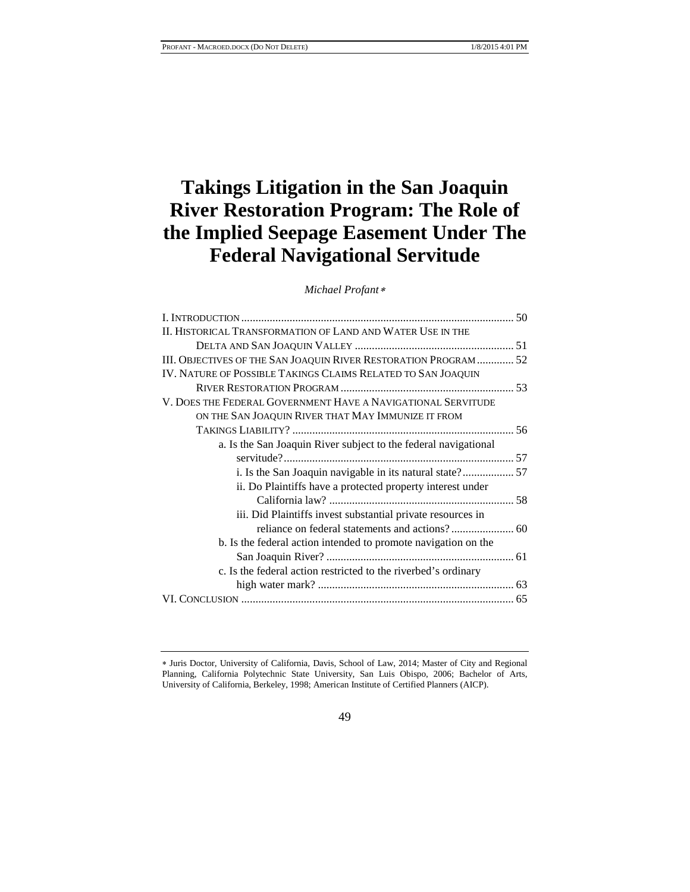# Takings Litigation in the San Joaquin River Restoration Program: The Role of the Implied Seepage Easement Under The Federal Navigational Servitude

*Michael Profant*[∗]

I. Introduction ... 50
II. Historical Transformation of Land and Water Use in the Delta and San Joaquin Valley ... 51
III. Objectives of the San Joaquin River Restoration Program ... 52
IV. Nature of Possible Takings Claims Related to San Joaquin River Restoration Program ... 53
V. Does the Federal Government Have a Navigational Servitude on the San Joaquin River that May Immunize it from Takings Liability? ... 56
- a. Is the San Joaquin River subject to the federal navigational servitude? ... 57
  - i. Is the San Joaquin navigable in its natural state? ... 57
  - ii. Do Plaintiffs have a protected property interest under California law? ... 58
  - iii. Did Plaintiffs invest substantial private resources in reliance on federal statements and actions? ... 60
- b. Is the federal action intended to promote navigation on the San Joaquin River? ... 61
- c. Is the federal action restricted to the riverbed's ordinary high water mark? ... 63

VI. Conclusion ... 65

---

[∗] Juris Doctor, University of California, Davis, School of Law, 2014; Master of City and Regional Planning, California Polytechnic State University, San Luis Obispo, 2006; Bachelor of Arts, University of California, Berkeley, 1998; American Institute of Certified Planners (AICP).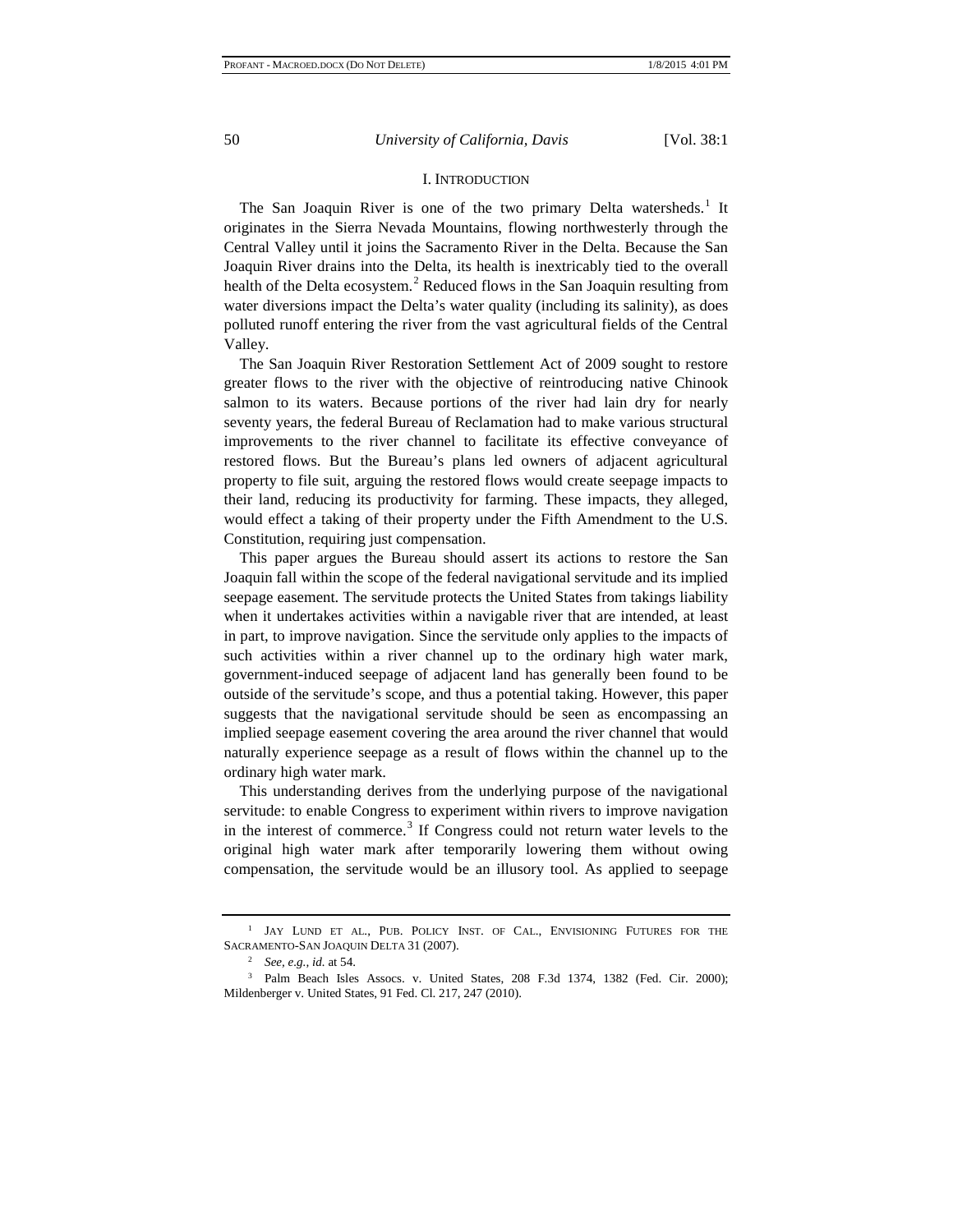## I. INTRODUCTION

The San Joaquin River is one of the two primary Delta watersheds.[1] It originates in the Sierra Nevada Mountains, flowing northwesterly through the Central Valley until it joins the Sacramento River in the Delta. Because the San Joaquin River drains into the Delta, its health is inextricably tied to the overall health of the Delta ecosystem.[2] Reduced flows in the San Joaquin resulting from water diversions impact the Delta's water quality (including its salinity), as does polluted runoff entering the river from the vast agricultural fields of the Central Valley.

The San Joaquin River Restoration Settlement Act of 2009 sought to restore greater flows to the river with the objective of reintroducing native Chinook salmon to its waters. Because portions of the river had lain dry for nearly seventy years, the federal Bureau of Reclamation had to make various structural improvements to the river channel to facilitate its effective conveyance of restored flows. But the Bureau's plans led owners of adjacent agricultural property to file suit, arguing the restored flows would create seepage impacts to their land, reducing its productivity for farming. These impacts, they alleged, would effect a taking of their property under the Fifth Amendment to the U.S. Constitution, requiring just compensation.

This paper argues the Bureau should assert its actions to restore the San Joaquin fall within the scope of the federal navigational servitude and its implied seepage easement. The servitude protects the United States from takings liability when it undertakes activities within a navigable river that are intended, at least in part, to improve navigation. Since the servitude only applies to the impacts of such activities within a river channel up to the ordinary high water mark, government-induced seepage of adjacent land has generally been found to be outside of the servitude's scope, and thus a potential taking. However, this paper suggests that the navigational servitude should be seen as encompassing an implied seepage easement covering the area around the river channel that would naturally experience seepage as a result of flows within the channel up to the ordinary high water mark.

This understanding derives from the underlying purpose of the navigational servitude: to enable Congress to experiment within rivers to improve navigation in the interest of commerce.[3] If Congress could not return water levels to the original high water mark after temporarily lowering them without owing compensation, the servitude would be an illusory tool. As applied to seepage

---

[1] JAY LUND ET AL., PUB. POLICY INST. OF CAL., ENVISIONING FUTURES FOR THE SACRAMENTO-SAN JOAQUIN DELTA 31 (2007).

[2] *See, e.g.*, *id.* at 54.

[3] Palm Beach Isles Assocs. v. United States, 208 F.3d 1374, 1382 (Fed. Cir. 2000); Mildenberger v. United States, 91 Fed. Cl. 217, 247 (2010).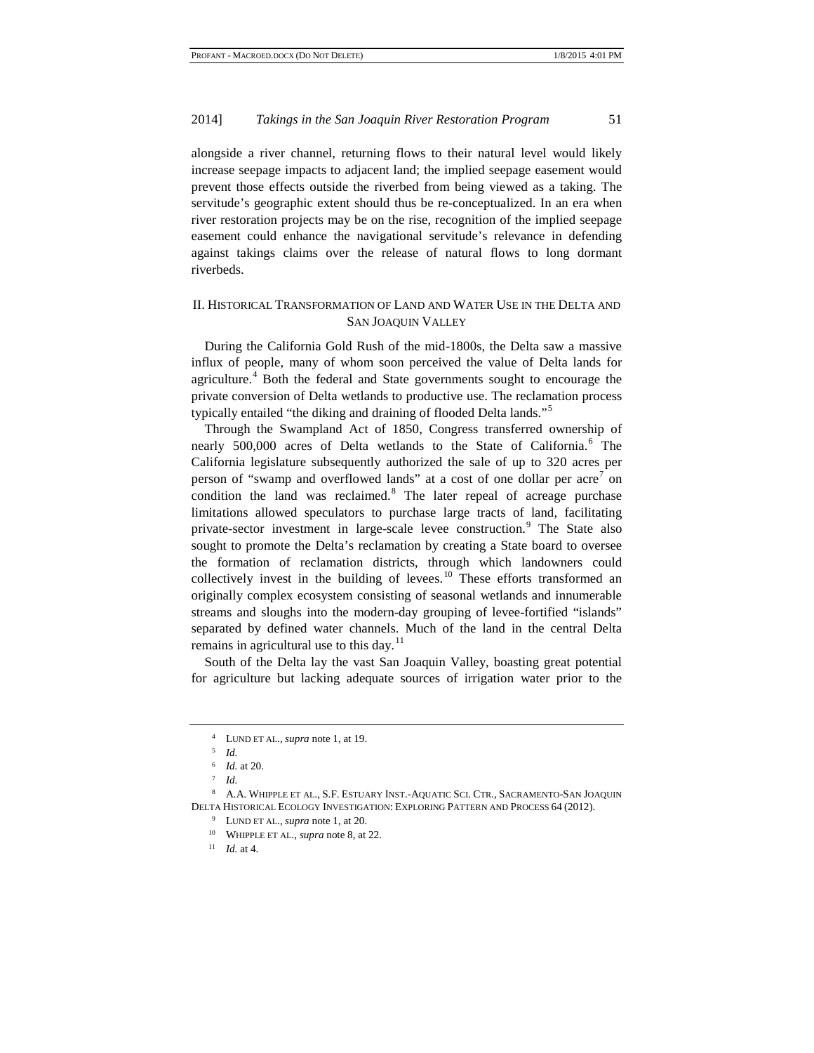alongside a river channel, returning flows to their natural level would likely increase seepage impacts to adjacent land; the implied seepage easement would prevent those effects outside the riverbed from being viewed as a taking. The servitude's geographic extent should thus be re-conceptualized. In an era when river restoration projects may be on the rise, recognition of the implied seepage easement could enhance the navigational servitude's relevance in defending against takings claims over the release of natural flows to long dormant riverbeds.

## II. HISTORICAL TRANSFORMATION OF LAND AND WATER USE IN THE DELTA AND SAN JOAQUIN VALLEY

During the California Gold Rush of the mid-1800s, the Delta saw a massive influx of people, many of whom soon perceived the value of Delta lands for agriculture.[4] Both the federal and State governments sought to encourage the private conversion of Delta wetlands to productive use. The reclamation process typically entailed "the diking and draining of flooded Delta lands."[5]

Through the Swampland Act of 1850, Congress transferred ownership of nearly 500,000 acres of Delta wetlands to the State of California.[6] The California legislature subsequently authorized the sale of up to 320 acres per person of "swamp and overflowed lands" at a cost of one dollar per acre[7] on condition the land was reclaimed.[8] The later repeal of acreage purchase limitations allowed speculators to purchase large tracts of land, facilitating private-sector investment in large-scale levee construction.[9] The State also sought to promote the Delta's reclamation by creating a State board to oversee the formation of reclamation districts, through which landowners could collectively invest in the building of levees.[10] These efforts transformed an originally complex ecosystem consisting of seasonal wetlands and innumerable streams and sloughs into the modern-day grouping of levee-fortified "islands" separated by defined water channels. Much of the land in the central Delta remains in agricultural use to this day.[11]

South of the Delta lay the vast San Joaquin Valley, boasting great potential for agriculture but lacking adequate sources of irrigation water prior to the

---

[4] LUND ET AL., *supra* note 1, at 19.

[5] *Id.*

[6] *Id.* at 20.

[7] *Id.*

[8] A.A. WHIPPLE ET AL., S.F. ESTUARY INST.-AQUATIC SCI. CTR., SACRAMENTO-SAN JOAQUIN DELTA HISTORICAL ECOLOGY INVESTIGATION: EXPLORING PATTERN AND PROCESS 64 (2012).

[9] LUND ET AL., *supra* note 1, at 20.

[10] WHIPPLE ET AL., *supra* note 8, at 22.

[11] *Id.* at 4.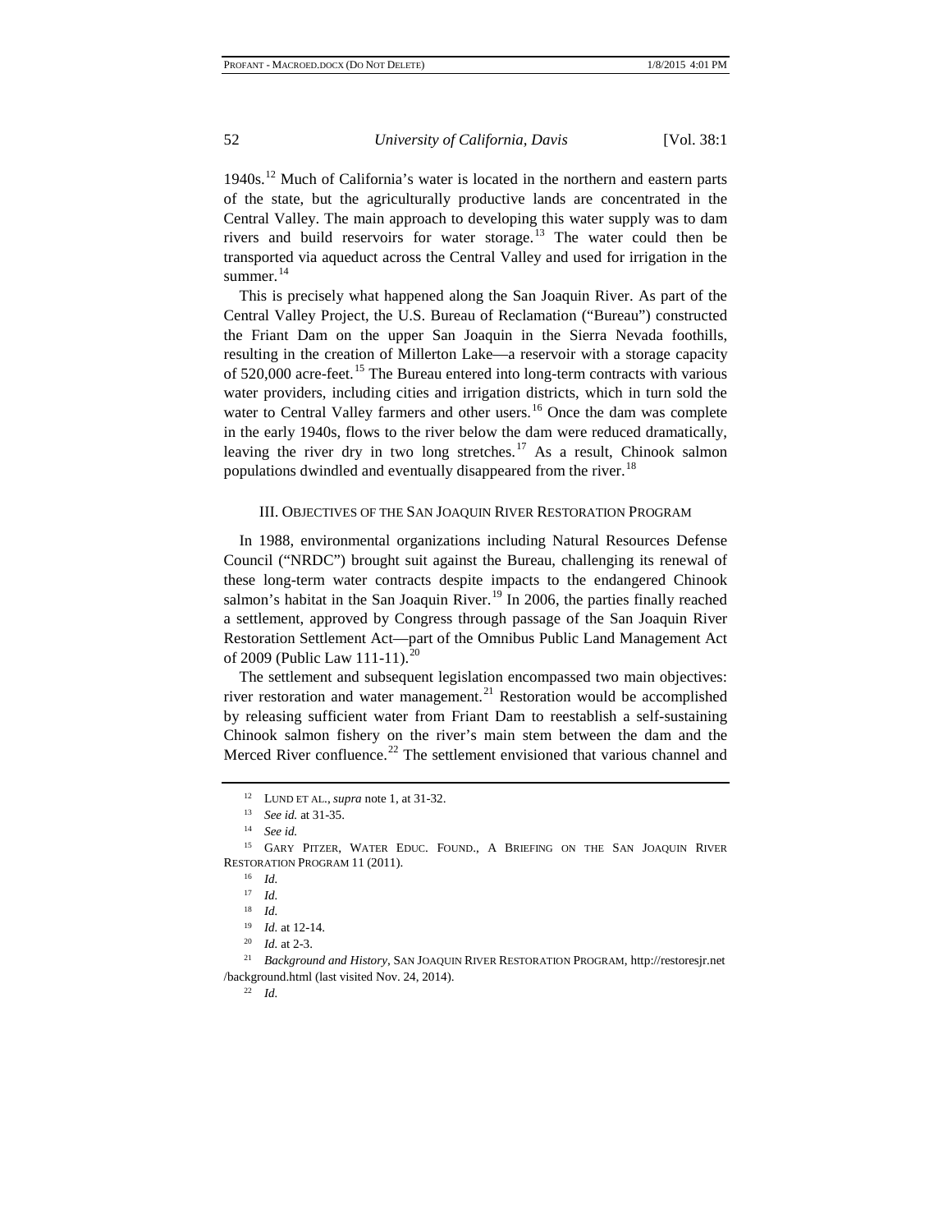1940s.[12] Much of California's water is located in the northern and eastern parts of the state, but the agriculturally productive lands are concentrated in the Central Valley. The main approach to developing this water supply was to dam rivers and build reservoirs for water storage.[13] The water could then be transported via aqueduct across the Central Valley and used for irrigation in the summer.[14]

This is precisely what happened along the San Joaquin River. As part of the Central Valley Project, the U.S. Bureau of Reclamation ("Bureau") constructed the Friant Dam on the upper San Joaquin in the Sierra Nevada foothills, resulting in the creation of Millerton Lake—a reservoir with a storage capacity of 520,000 acre-feet.[15] The Bureau entered into long-term contracts with various water providers, including cities and irrigation districts, which in turn sold the water to Central Valley farmers and other users.[16] Once the dam was complete in the early 1940s, flows to the river below the dam were reduced dramatically, leaving the river dry in two long stretches.[17] As a result, Chinook salmon populations dwindled and eventually disappeared from the river.[18]

## III. Objectives of the San Joaquin River Restoration Program

In 1988, environmental organizations including Natural Resources Defense Council ("NRDC") brought suit against the Bureau, challenging its renewal of these long-term water contracts despite impacts to the endangered Chinook salmon's habitat in the San Joaquin River.[19] In 2006, the parties finally reached a settlement, approved by Congress through passage of the San Joaquin River Restoration Settlement Act—part of the Omnibus Public Land Management Act of 2009 (Public Law 111-11).[20]

The settlement and subsequent legislation encompassed two main objectives: river restoration and water management.[21] Restoration would be accomplished by releasing sufficient water from Friant Dam to reestablish a self-sustaining Chinook salmon fishery on the river's main stem between the dam and the Merced River confluence.[22] The settlement envisioned that various channel and

---

[12] Lund et al., *supra* note 1, at 31-32.

[13] *See id.* at 31-35.

[14] *See id.*

[15] Gary Pitzer, Water Educ. Found., A Briefing on the San Joaquin River Restoration Program 11 (2011).

[16] *Id.*

[17] *Id.*

[18] *Id.*

[19] *Id.* at 12-14.

[20] *Id.* at 2-3.

[21] *Background and History*, San Joaquin River Restoration Program, http://restoresjr.net /background.html (last visited Nov. 24, 2014).

[22] *Id.*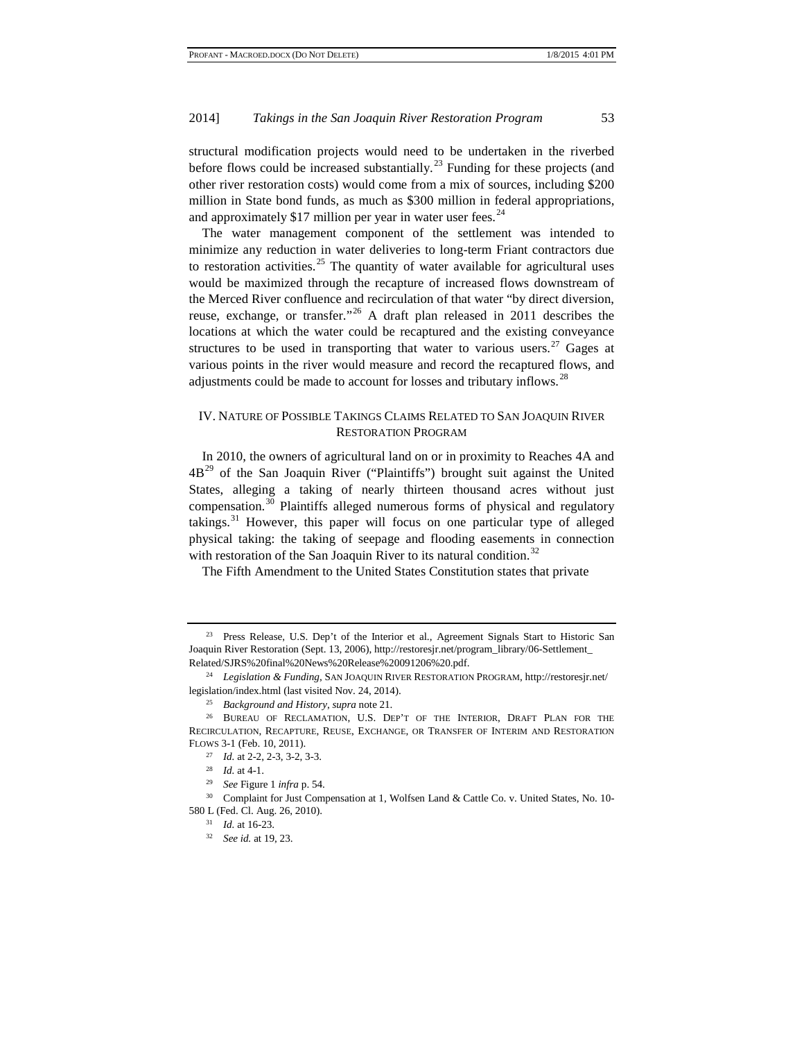structural modification projects would need to be undertaken in the riverbed before flows could be increased substantially.[23] Funding for these projects (and other river restoration costs) would come from a mix of sources, including $200 million in State bond funds, as much as $300 million in federal appropriations, and approximately $17 million per year in water user fees.[24]

The water management component of the settlement was intended to minimize any reduction in water deliveries to long-term Friant contractors due to restoration activities.[25] The quantity of water available for agricultural uses would be maximized through the recapture of increased flows downstream of the Merced River confluence and recirculation of that water "by direct diversion, reuse, exchange, or transfer."[26] A draft plan released in 2011 describes the locations at which the water could be recaptured and the existing conveyance structures to be used in transporting that water to various users.[27] Gages at various points in the river would measure and record the recaptured flows, and adjustments could be made to account for losses and tributary inflows.[28]

## IV. Nature of Possible Takings Claims Related to San Joaquin River Restoration Program

In 2010, the owners of agricultural land on or in proximity to Reaches 4A and 4B[29] of the San Joaquin River ("Plaintiffs") brought suit against the United States, alleging a taking of nearly thirteen thousand acres without just compensation.[30] Plaintiffs alleged numerous forms of physical and regulatory takings.[31] However, this paper will focus on one particular type of alleged physical taking: the taking of seepage and flooding easements in connection with restoration of the San Joaquin River to its natural condition.[32]

The Fifth Amendment to the United States Constitution states that private

---

[23] Press Release, U.S. Dep't of the Interior et al., Agreement Signals Start to Historic San Joaquin River Restoration (Sept. 13, 2006), http://restoresjr.net/program_library/06-Settlement_Related/SJRS%20final%20News%20Release%20091206%20.pdf.

[24] *Legislation & Funding*, San Joaquin River Restoration Program, http://restoresjr.net/legislation/index.html (last visited Nov. 24, 2014).

[25] *Background and History*, *supra* note 21.

[26] Bureau of Reclamation, U.S. Dep't of the Interior, Draft Plan for the Recirculation, Recapture, Reuse, Exchange, or Transfer of Interim and Restoration Flows 3-1 (Feb. 10, 2011).

[27] *Id.* at 2-2, 2-3, 3-2, 3-3.

[28] *Id.* at 4-1.

[29] *See* Figure 1 *infra* p. 54.

[30] Complaint for Just Compensation at 1, Wolfsen Land & Cattle Co. v. United States, No. 10-580 L (Fed. Cl. Aug. 26, 2010).

[31] *Id.* at 16-23.

[32] *See id.* at 19, 23.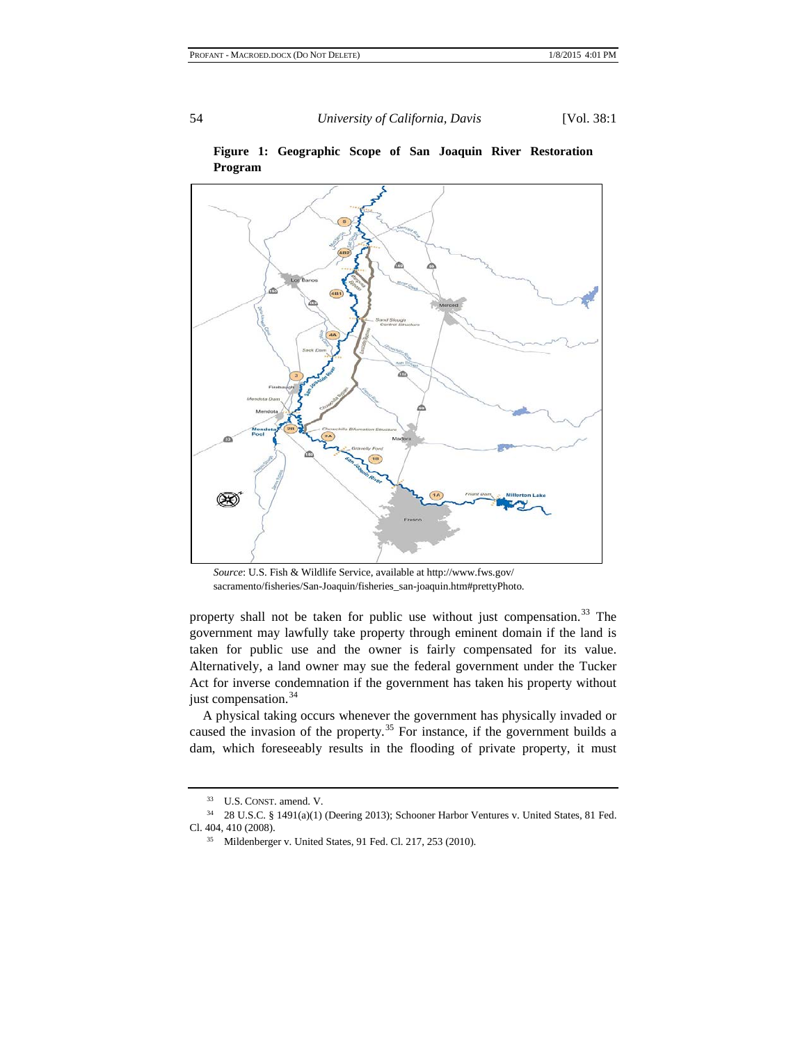**Figure 1: Geographic Scope of San Joaquin River Restoration Program**

*Source*: U.S. Fish & Wildlife Service, available at http://www.fws.gov/sacramento/fisheries/San-Joaquin/fisheries_san-joaquin.htm#prettyPhoto.

property shall not be taken for public use without just compensation.[33] The government may lawfully take property through eminent domain if the land is taken for public use and the owner is fairly compensated for its value. Alternatively, a land owner may sue the federal government under the Tucker Act for inverse condemnation if the government has taken his property without just compensation.[34]

A physical taking occurs whenever the government has physically invaded or caused the invasion of the property.[35] For instance, if the government builds a dam, which foreseeably results in the flooding of private property, it must

---

[33] U.S. CONST. amend. V.

[34] 28 U.S.C. § 1491(a)(1) (Deering 2013); Schooner Harbor Ventures v. United States, 81 Fed. Cl. 404, 410 (2008).

[35] Mildenberger v. United States, 91 Fed. Cl. 217, 253 (2010).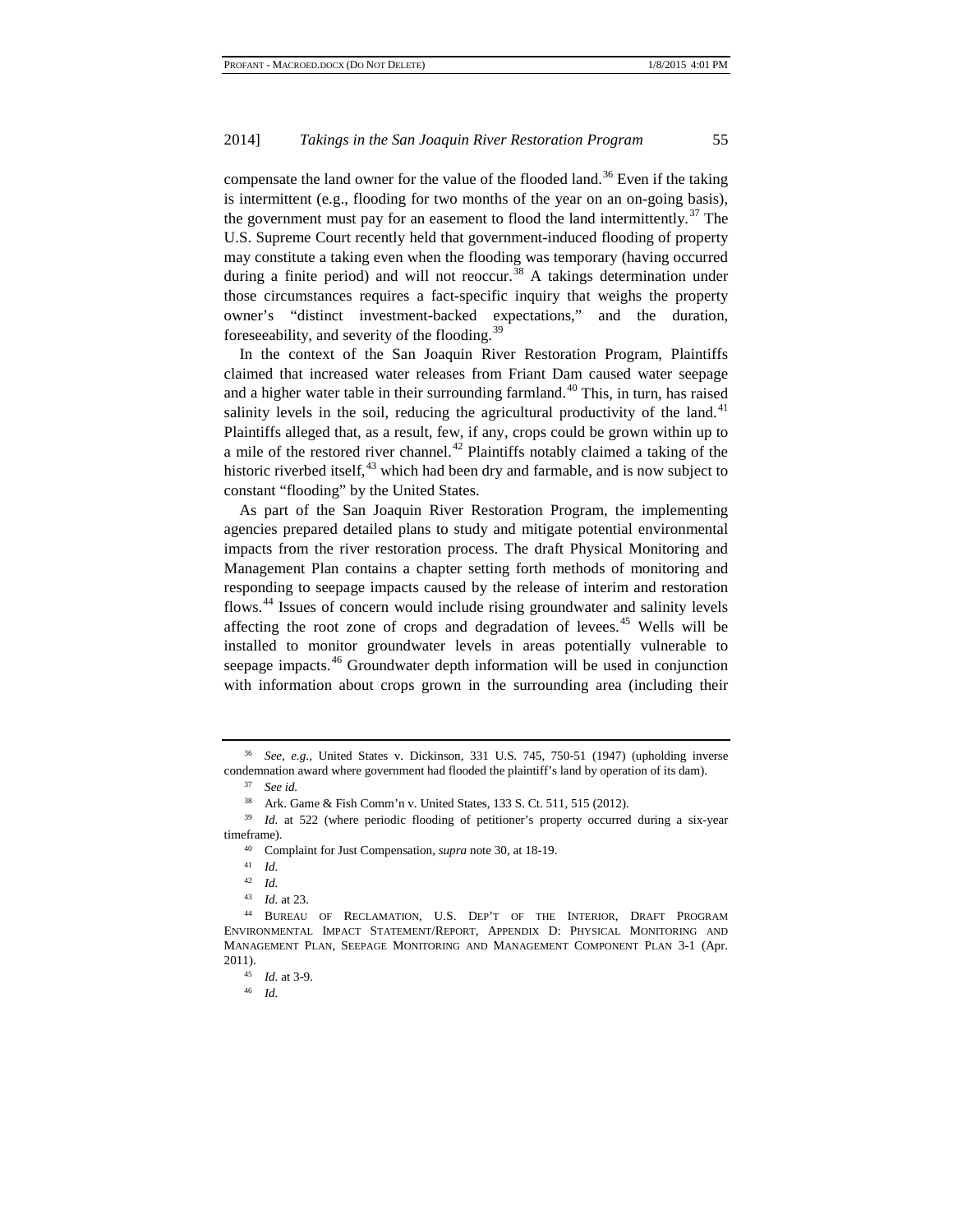compensate the land owner for the value of the flooded land.[36] Even if the taking is intermittent (e.g., flooding for two months of the year on an on-going basis), the government must pay for an easement to flood the land intermittently.[37] The U.S. Supreme Court recently held that government-induced flooding of property may constitute a taking even when the flooding was temporary (having occurred during a finite period) and will not reoccur.[38] A takings determination under those circumstances requires a fact-specific inquiry that weighs the property owner's "distinct investment-backed expectations," and the duration, foreseeability, and severity of the flooding.[39]

In the context of the San Joaquin River Restoration Program, Plaintiffs claimed that increased water releases from Friant Dam caused water seepage and a higher water table in their surrounding farmland.[40] This, in turn, has raised salinity levels in the soil, reducing the agricultural productivity of the land.[41] Plaintiffs alleged that, as a result, few, if any, crops could be grown within up to a mile of the restored river channel.[42] Plaintiffs notably claimed a taking of the historic riverbed itself,[43] which had been dry and farmable, and is now subject to constant "flooding" by the United States.

As part of the San Joaquin River Restoration Program, the implementing agencies prepared detailed plans to study and mitigate potential environmental impacts from the river restoration process. The draft Physical Monitoring and Management Plan contains a chapter setting forth methods of monitoring and responding to seepage impacts caused by the release of interim and restoration flows.[44] Issues of concern would include rising groundwater and salinity levels affecting the root zone of crops and degradation of levees.[45] Wells will be installed to monitor groundwater levels in areas potentially vulnerable to seepage impacts.[46] Groundwater depth information will be used in conjunction with information about crops grown in the surrounding area (including their

---

[36] *See, e.g.*, United States v. Dickinson, 331 U.S. 745, 750-51 (1947) (upholding inverse condemnation award where government had flooded the plaintiff's land by operation of its dam).

[37] *See id.*

[38] Ark. Game & Fish Comm'n v. United States, 133 S. Ct. 511, 515 (2012).

[39] *Id.* at 522 (where periodic flooding of petitioner's property occurred during a six-year timeframe).

[40] Complaint for Just Compensation, *supra* note 30, at 18-19.

[41] *Id.*

[42] *Id.*

[43] *Id.* at 23.

[44] BUREAU OF RECLAMATION, U.S. DEP'T OF THE INTERIOR, DRAFT PROGRAM ENVIRONMENTAL IMPACT STATEMENT/REPORT, APPENDIX D: PHYSICAL MONITORING AND MANAGEMENT PLAN, SEEPAGE MONITORING AND MANAGEMENT COMPONENT PLAN 3-1 (Apr. 2011).

[45] *Id.* at 3-9.

[46] *Id.*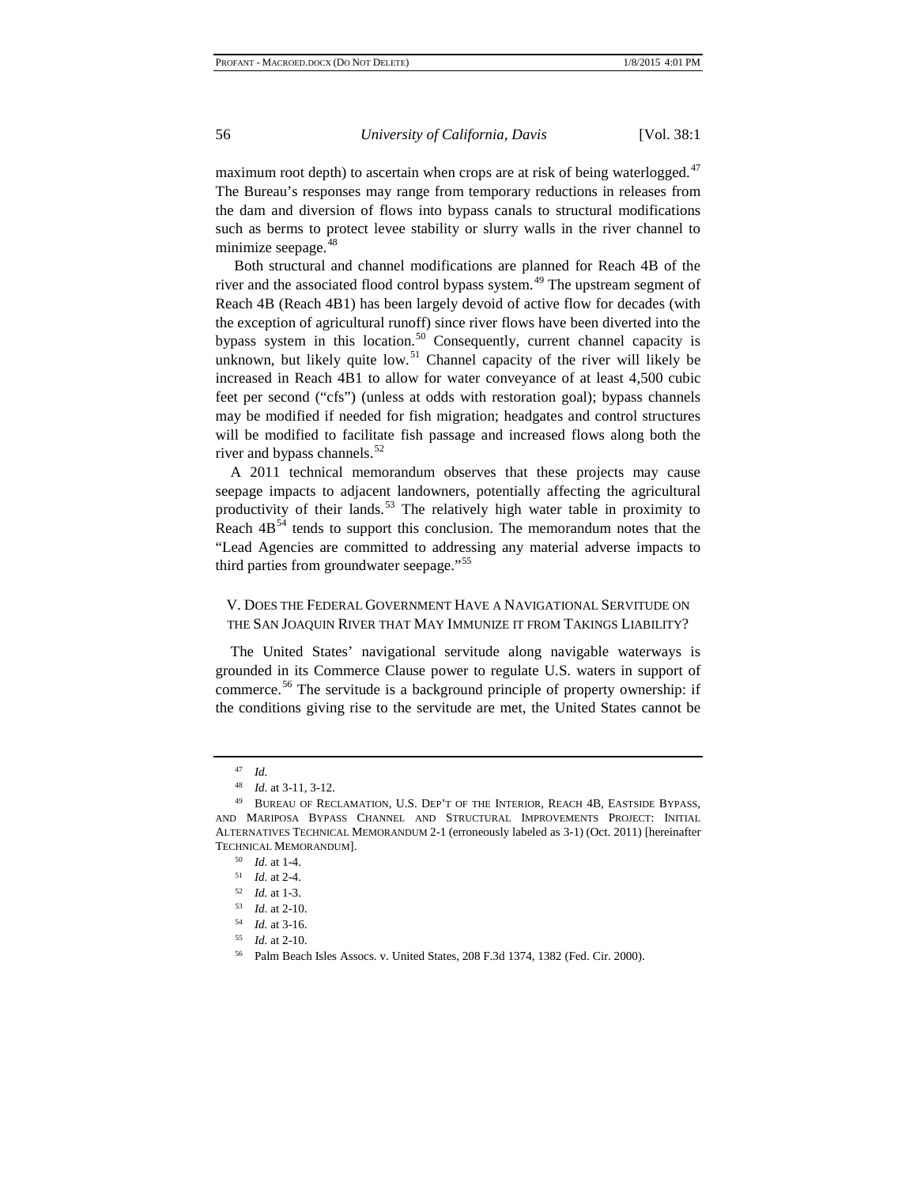maximum root depth) to ascertain when crops are at risk of being waterlogged.[47] The Bureau's responses may range from temporary reductions in releases from the dam and diversion of flows into bypass canals to structural modifications such as berms to protect levee stability or slurry walls in the river channel to minimize seepage.[48]

Both structural and channel modifications are planned for Reach 4B of the river and the associated flood control bypass system.[49] The upstream segment of Reach 4B (Reach 4B1) has been largely devoid of active flow for decades (with the exception of agricultural runoff) since river flows have been diverted into the bypass system in this location.[50] Consequently, current channel capacity is unknown, but likely quite low.[51] Channel capacity of the river will likely be increased in Reach 4B1 to allow for water conveyance of at least 4,500 cubic feet per second ("cfs") (unless at odds with restoration goal); bypass channels may be modified if needed for fish migration; headgates and control structures will be modified to facilitate fish passage and increased flows along both the river and bypass channels.[52]

A 2011 technical memorandum observes that these projects may cause seepage impacts to adjacent landowners, potentially affecting the agricultural productivity of their lands.[53] The relatively high water table in proximity to Reach 4B[54] tends to support this conclusion. The memorandum notes that the "Lead Agencies are committed to addressing any material adverse impacts to third parties from groundwater seepage."[55]

## V. Does the Federal Government Have a Navigational Servitude on the San Joaquin River that May Immunize it from Takings Liability?

The United States' navigational servitude along navigable waterways is grounded in its Commerce Clause power to regulate U.S. waters in support of commerce.[56] The servitude is a background principle of property ownership: if the conditions giving rise to the servitude are met, the United States cannot be

---

[47] *Id.*

[48] *Id.* at 3-11, 3-12.

[49] Bureau of Reclamation, U.S. Dep't of the Interior, Reach 4B, Eastside Bypass, and Mariposa Bypass Channel and Structural Improvements Project: Initial Alternatives Technical Memorandum 2-1 (erroneously labeled as 3-1) (Oct. 2011) [hereinafter Technical Memorandum].

[50] *Id.* at 1-4.

[51] *Id.* at 2-4.

[52] *Id.* at 1-3.

[53] *Id.* at 2-10.

[54] *Id.* at 3-16.

[55] *Id.* at 2-10.

[56] Palm Beach Isles Assocs. v. United States, 208 F.3d 1374, 1382 (Fed. Cir. 2000).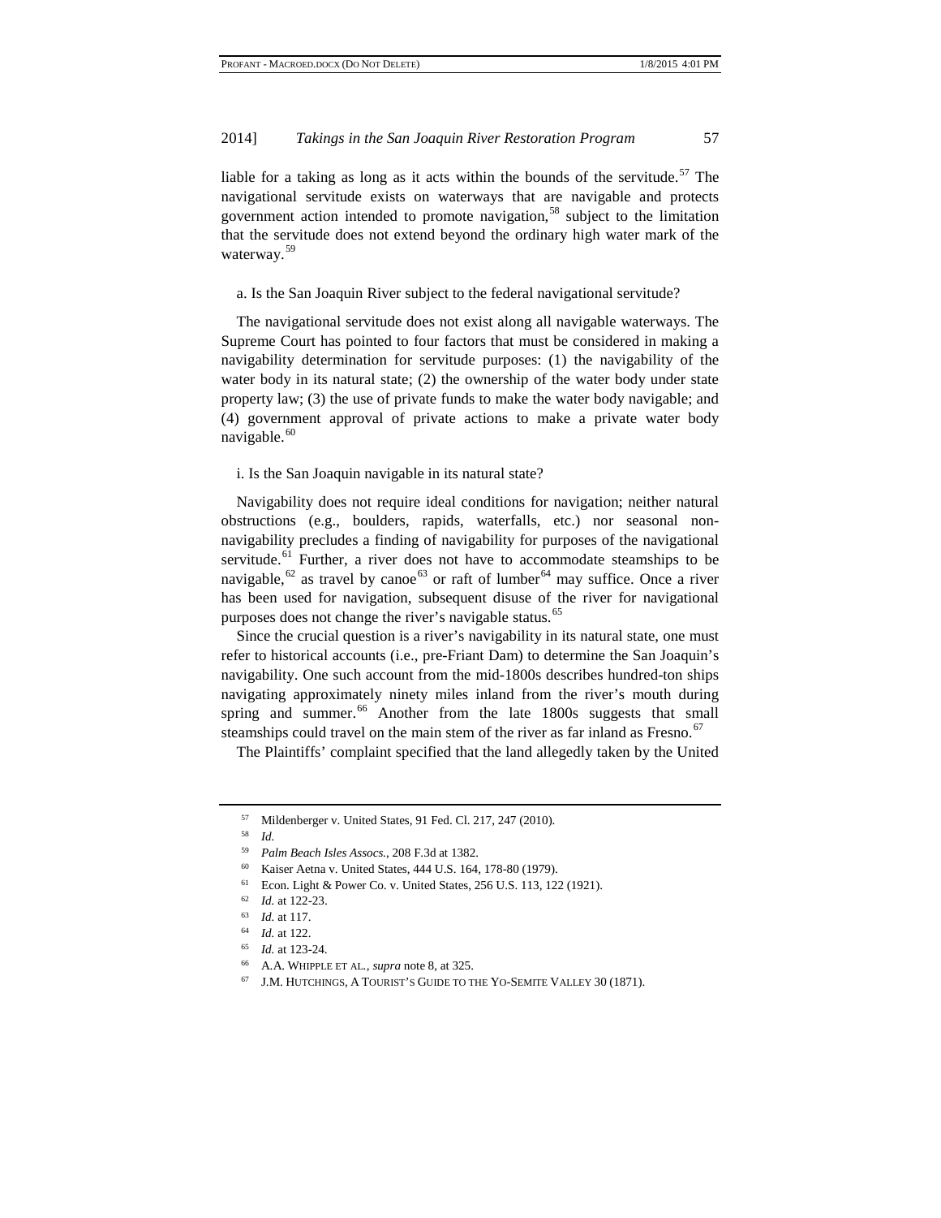liable for a taking as long as it acts within the bounds of the servitude.[57] The navigational servitude exists on waterways that are navigable and protects government action intended to promote navigation,[58] subject to the limitation that the servitude does not extend beyond the ordinary high water mark of the waterway.[59]

a. Is the San Joaquin River subject to the federal navigational servitude?

The navigational servitude does not exist along all navigable waterways. The Supreme Court has pointed to four factors that must be considered in making a navigability determination for servitude purposes: (1) the navigability of the water body in its natural state; (2) the ownership of the water body under state property law; (3) the use of private funds to make the water body navigable; and (4) government approval of private actions to make a private water body navigable.[60]

i. Is the San Joaquin navigable in its natural state?

Navigability does not require ideal conditions for navigation; neither natural obstructions (e.g., boulders, rapids, waterfalls, etc.) nor seasonal non-navigability precludes a finding of navigability for purposes of the navigational servitude.[61] Further, a river does not have to accommodate steamships to be navigable,[62] as travel by canoe[63] or raft of lumber[64] may suffice. Once a river has been used for navigation, subsequent disuse of the river for navigational purposes does not change the river's navigable status.[65]

Since the crucial question is a river's navigability in its natural state, one must refer to historical accounts (i.e., pre-Friant Dam) to determine the San Joaquin's navigability. One such account from the mid-1800s describes hundred-ton ships navigating approximately ninety miles inland from the river's mouth during spring and summer.[66] Another from the late 1800s suggests that small steamships could travel on the main stem of the river as far inland as Fresno.[67]

The Plaintiffs' complaint specified that the land allegedly taken by the United

---

[57] Mildenberger v. United States, 91 Fed. Cl. 217, 247 (2010).

[58] *Id.*

[59] *Palm Beach Isles Assocs.*, 208 F.3d at 1382.

[60] Kaiser Aetna v. United States, 444 U.S. 164, 178-80 (1979).

[61] Econ. Light & Power Co. v. United States, 256 U.S. 113, 122 (1921).

[62] *Id.* at 122-23.

[63] *Id.* at 117.

[64] *Id.* at 122.

[65] *Id.* at 123-24.

[66] A.A. WHIPPLE ET AL., *supra* note 8, at 325.

[67] J.M. HUTCHINGS, A TOURIST'S GUIDE TO THE YO-SEMITE VALLEY 30 (1871).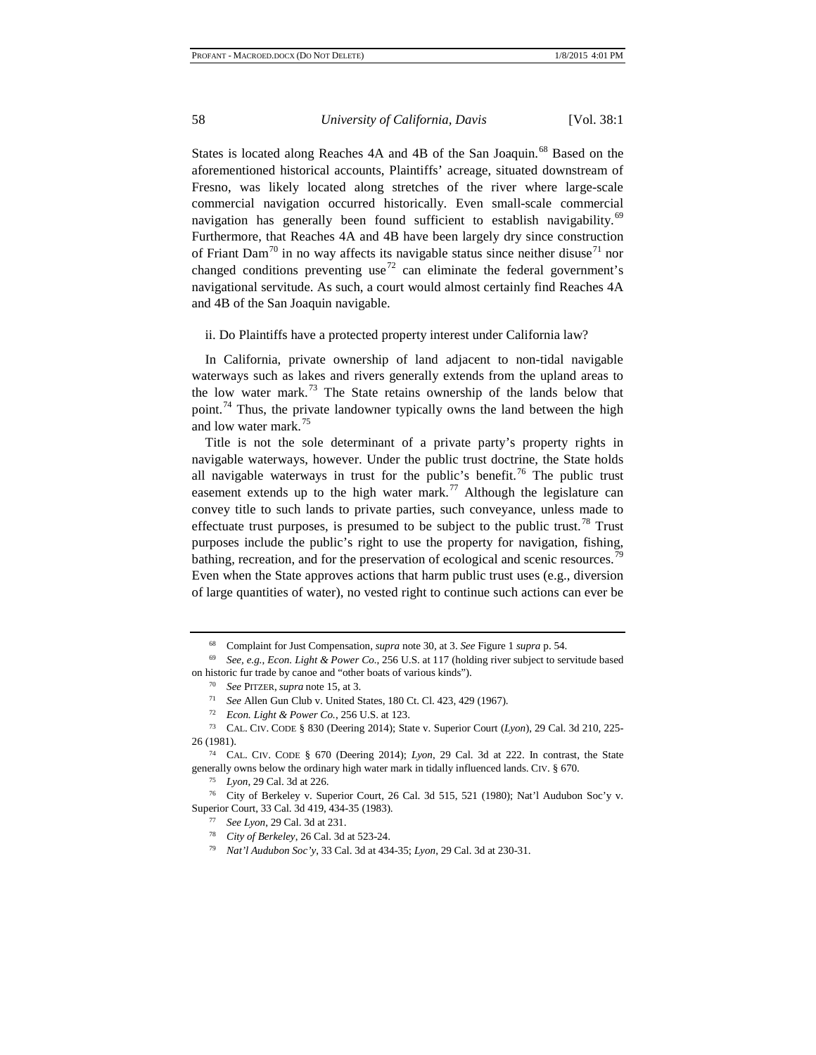States is located along Reaches 4A and 4B of the San Joaquin.[68] Based on the aforementioned historical accounts, Plaintiffs' acreage, situated downstream of Fresno, was likely located along stretches of the river where large-scale commercial navigation occurred historically. Even small-scale commercial navigation has generally been found sufficient to establish navigability.[69] Furthermore, that Reaches 4A and 4B have been largely dry since construction of Friant Dam[70] in no way affects its navigable status since neither disuse[71] nor changed conditions preventing use[72] can eliminate the federal government's navigational servitude. As such, a court would almost certainly find Reaches 4A and 4B of the San Joaquin navigable.

ii. Do Plaintiffs have a protected property interest under California law?

In California, private ownership of land adjacent to non-tidal navigable waterways such as lakes and rivers generally extends from the upland areas to the low water mark.[73] The State retains ownership of the lands below that point.[74] Thus, the private landowner typically owns the land between the high and low water mark.[75]

Title is not the sole determinant of a private party's property rights in navigable waterways, however. Under the public trust doctrine, the State holds all navigable waterways in trust for the public's benefit.[76] The public trust easement extends up to the high water mark.[77] Although the legislature can convey title to such lands to private parties, such conveyance, unless made to effectuate trust purposes, is presumed to be subject to the public trust.[78] Trust purposes include the public's right to use the property for navigation, fishing, bathing, recreation, and for the preservation of ecological and scenic resources.[79] Even when the State approves actions that harm public trust uses (e.g., diversion of large quantities of water), no vested right to continue such actions can ever be

---

[68] Complaint for Just Compensation, *supra* note 30, at 3. *See* Figure 1 *supra* p. 54.

[69] *See, e.g.*, *Econ. Light & Power Co.*, 256 U.S. at 117 (holding river subject to servitude based on historic fur trade by canoe and "other boats of various kinds").

[70] *See* PITZER, *supra* note 15, at 3.

[71] *See* Allen Gun Club v. United States, 180 Ct. Cl. 423, 429 (1967).

[72] *Econ. Light & Power Co.*, 256 U.S. at 123.

[73] CAL. CIV. CODE § 830 (Deering 2014); State v. Superior Court (*Lyon*), 29 Cal. 3d 210, 225-26 (1981).

[74] CAL. CIV. CODE § 670 (Deering 2014); *Lyon*, 29 Cal. 3d at 222. In contrast, the State generally owns below the ordinary high water mark in tidally influenced lands. CIV. § 670.

[75] *Lyon*, 29 Cal. 3d at 226.

[76] City of Berkeley v. Superior Court, 26 Cal. 3d 515, 521 (1980); Nat'l Audubon Soc'y v. Superior Court, 33 Cal. 3d 419, 434-35 (1983).

[77] *See Lyon*, 29 Cal. 3d at 231.

[78] *City of Berkeley*, 26 Cal. 3d at 523-24.

[79] *Nat'l Audubon Soc'y*, 33 Cal. 3d at 434-35; *Lyon*, 29 Cal. 3d at 230-31.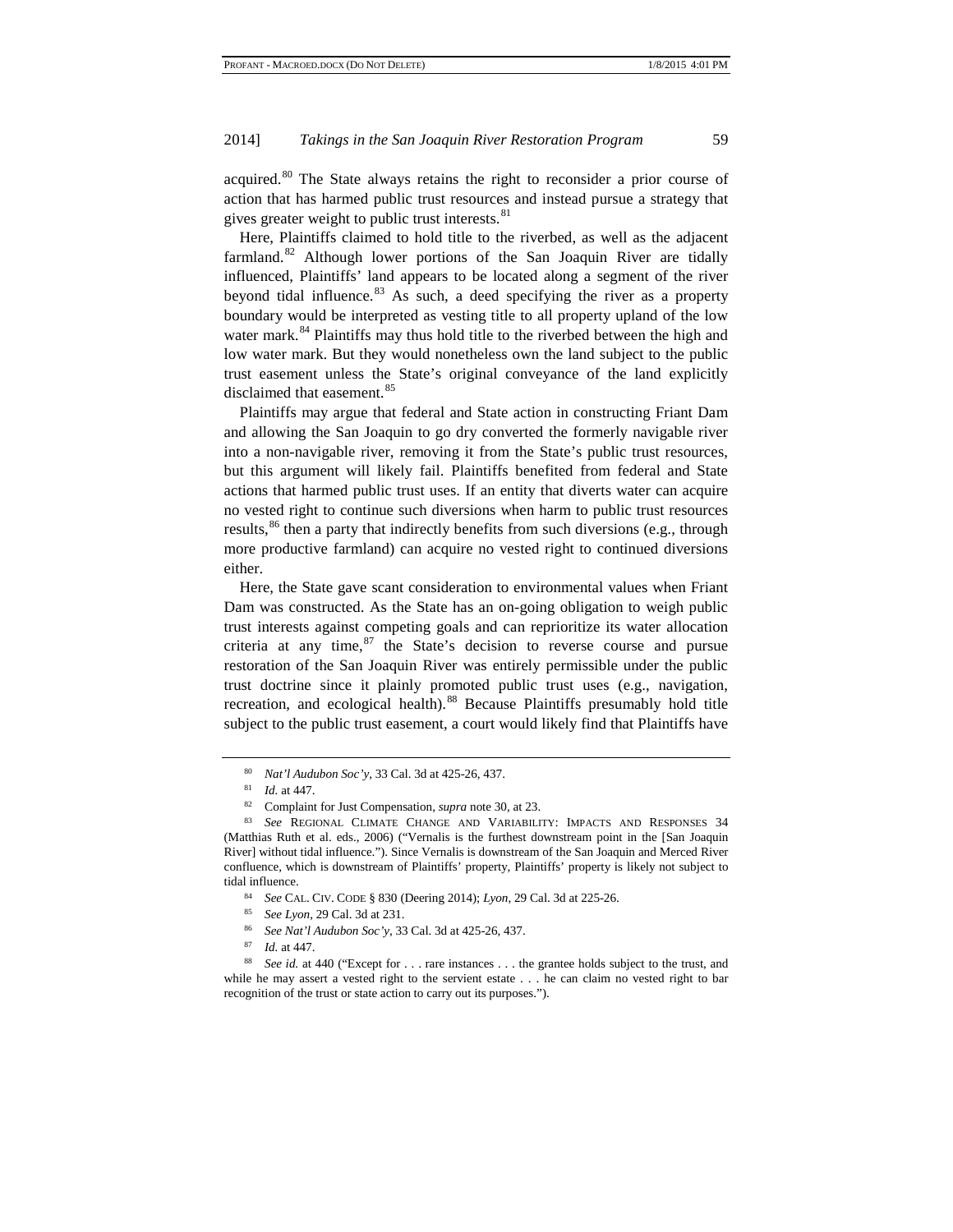acquired.[80] The State always retains the right to reconsider a prior course of action that has harmed public trust resources and instead pursue a strategy that gives greater weight to public trust interests.[81]

Here, Plaintiffs claimed to hold title to the riverbed, as well as the adjacent farmland.[82] Although lower portions of the San Joaquin River are tidally influenced, Plaintiffs' land appears to be located along a segment of the river beyond tidal influence.[83] As such, a deed specifying the river as a property boundary would be interpreted as vesting title to all property upland of the low water mark.[84] Plaintiffs may thus hold title to the riverbed between the high and low water mark. But they would nonetheless own the land subject to the public trust easement unless the State's original conveyance of the land explicitly disclaimed that easement.[85]

Plaintiffs may argue that federal and State action in constructing Friant Dam and allowing the San Joaquin to go dry converted the formerly navigable river into a non-navigable river, removing it from the State's public trust resources, but this argument will likely fail. Plaintiffs benefited from federal and State actions that harmed public trust uses. If an entity that diverts water can acquire no vested right to continue such diversions when harm to public trust resources results,[86] then a party that indirectly benefits from such diversions (e.g., through more productive farmland) can acquire no vested right to continued diversions either.

Here, the State gave scant consideration to environmental values when Friant Dam was constructed. As the State has an on-going obligation to weigh public trust interests against competing goals and can reprioritize its water allocation criteria at any time,[87] the State's decision to reverse course and pursue restoration of the San Joaquin River was entirely permissible under the public trust doctrine since it plainly promoted public trust uses (e.g., navigation, recreation, and ecological health).[88] Because Plaintiffs presumably hold title subject to the public trust easement, a court would likely find that Plaintiffs have

---

[80] *Nat'l Audubon Soc'y*, 33 Cal. 3d at 425-26, 437.

[81] *Id.* at 447.

[82] Complaint for Just Compensation, *supra* note 30, at 23.

[83] *See* REGIONAL CLIMATE CHANGE AND VARIABILITY: IMPACTS AND RESPONSES 34 (Matthias Ruth et al. eds., 2006) ("Vernalis is the furthest downstream point in the [San Joaquin River] without tidal influence."). Since Vernalis is downstream of the San Joaquin and Merced River confluence, which is downstream of Plaintiffs' property, Plaintiffs' property is likely not subject to tidal influence.

[84] *See* CAL. CIV. CODE § 830 (Deering 2014); *Lyon*, 29 Cal. 3d at 225-26.

[85] *See Lyon*, 29 Cal. 3d at 231.

[86] *See Nat'l Audubon Soc'y*, 33 Cal. 3d at 425-26, 437.

[87] *Id.* at 447.

[88] *See id.* at 440 ("Except for . . . rare instances . . . the grantee holds subject to the trust, and while he may assert a vested right to the servient estate . . . he can claim no vested right to bar recognition of the trust or state action to carry out its purposes.").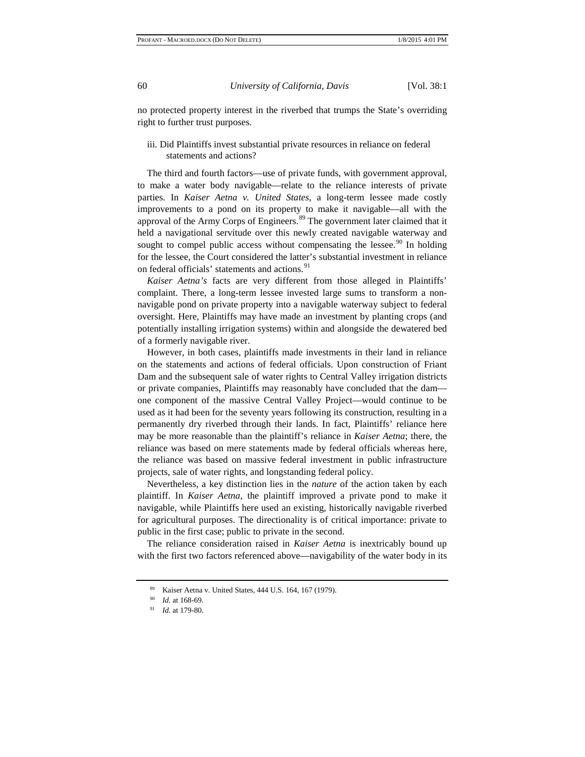no protected property interest in the riverbed that trumps the State's overriding right to further trust purposes.

### iii. Did Plaintiffs invest substantial private resources in reliance on federal statements and actions?

The third and fourth factors—use of private funds, with government approval, to make a water body navigable—relate to the reliance interests of private parties. In *Kaiser Aetna v. United States*, a long-term lessee made costly improvements to a pond on its property to make it navigable—all with the approval of the Army Corps of Engineers.[89] The government later claimed that it held a navigational servitude over this newly created navigable waterway and sought to compel public access without compensating the lessee.[90] In holding for the lessee, the Court considered the latter's substantial investment in reliance on federal officials' statements and actions.[91]

*Kaiser Aetna's* facts are very different from those alleged in Plaintiffs' complaint. There, a long-term lessee invested large sums to transform a non-navigable pond on private property into a navigable waterway subject to federal oversight. Here, Plaintiffs may have made an investment by planting crops (and potentially installing irrigation systems) within and alongside the dewatered bed of a formerly navigable river.

However, in both cases, plaintiffs made investments in their land in reliance on the statements and actions of federal officials. Upon construction of Friant Dam and the subsequent sale of water rights to Central Valley irrigation districts or private companies, Plaintiffs may reasonably have concluded that the dam—one component of the massive Central Valley Project—would continue to be used as it had been for the seventy years following its construction, resulting in a permanently dry riverbed through their lands. In fact, Plaintiffs' reliance here may be more reasonable than the plaintiff's reliance in *Kaiser Aetna*; there, the reliance was based on mere statements made by federal officials whereas here, the reliance was based on massive federal investment in public infrastructure projects, sale of water rights, and longstanding federal policy.

Nevertheless, a key distinction lies in the *nature* of the action taken by each plaintiff. In *Kaiser Aetna*, the plaintiff improved a private pond to make it navigable, while Plaintiffs here used an existing, historically navigable riverbed for agricultural purposes. The directionality is of critical importance: private to public in the first case; public to private in the second.

The reliance consideration raised in *Kaiser Aetna* is inextricably bound up with the first two factors referenced above—navigability of the water body in its

---

[89] Kaiser Aetna v. United States, 444 U.S. 164, 167 (1979).

[90] *Id.* at 168-69.

[91] *Id.* at 179-80.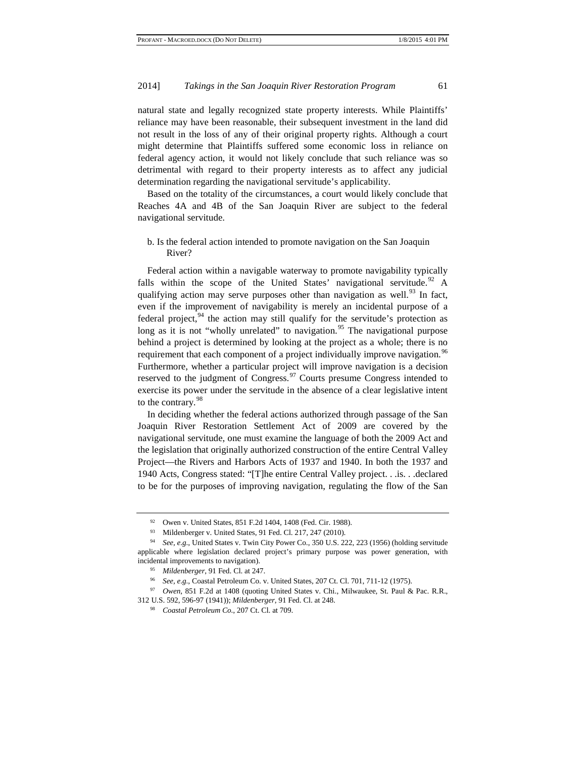natural state and legally recognized state property interests. While Plaintiffs' reliance may have been reasonable, their subsequent investment in the land did not result in the loss of any of their original property rights. Although a court might determine that Plaintiffs suffered some economic loss in reliance on federal agency action, it would not likely conclude that such reliance was so detrimental with regard to their property interests as to affect any judicial determination regarding the navigational servitude's applicability.

Based on the totality of the circumstances, a court would likely conclude that Reaches 4A and 4B of the San Joaquin River are subject to the federal navigational servitude.

#### b. Is the federal action intended to promote navigation on the San Joaquin River?

Federal action within a navigable waterway to promote navigability typically falls within the scope of the United States' navigational servitude.[92] A qualifying action may serve purposes other than navigation as well.[93] In fact, even if the improvement of navigability is merely an incidental purpose of a federal project,[94] the action may still qualify for the servitude's protection as long as it is not "wholly unrelated" to navigation.[95] The navigational purpose behind a project is determined by looking at the project as a whole; there is no requirement that each component of a project individually improve navigation.[96] Furthermore, whether a particular project will improve navigation is a decision reserved to the judgment of Congress.[97] Courts presume Congress intended to exercise its power under the servitude in the absence of a clear legislative intent to the contrary.[98]

In deciding whether the federal actions authorized through passage of the San Joaquin River Restoration Settlement Act of 2009 are covered by the navigational servitude, one must examine the language of both the 2009 Act and the legislation that originally authorized construction of the entire Central Valley Project—the Rivers and Harbors Acts of 1937 and 1940. In both the 1937 and 1940 Acts, Congress stated: "[T]he entire Central Valley project. . .is. . .declared to be for the purposes of improving navigation, regulating the flow of the San

---

[92] Owen v. United States, 851 F.2d 1404, 1408 (Fed. Cir. 1988).

[93] Mildenberger v. United States, 91 Fed. Cl. 217, 247 (2010).

[94] *See, e.g.*, United States v. Twin City Power Co., 350 U.S. 222, 223 (1956) (holding servitude applicable where legislation declared project's primary purpose was power generation, with incidental improvements to navigation).

[95] *Mildenberger*, 91 Fed. Cl. at 247.

[96] *See, e.g.*, Coastal Petroleum Co. v. United States, 207 Ct. Cl. 701, 711-12 (1975).

[97] *Owen*, 851 F.2d at 1408 (quoting United States v. Chi., Milwaukee, St. Paul & Pac. R.R., 312 U.S. 592, 596-97 (1941)); *Mildenberger*, 91 Fed. Cl. at 248.

[98] *Coastal Petroleum Co.*, 207 Ct. Cl. at 709.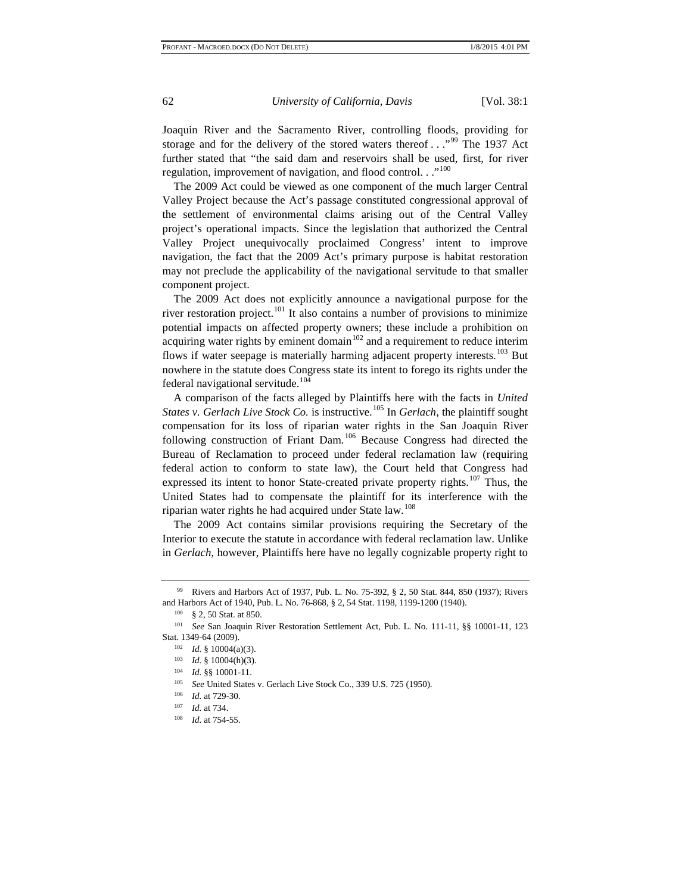Joaquin River and the Sacramento River, controlling floods, providing for storage and for the delivery of the stored waters thereof . . ."[99] The 1937 Act further stated that "the said dam and reservoirs shall be used, first, for river regulation, improvement of navigation, and flood control. . ."[100]

The 2009 Act could be viewed as one component of the much larger Central Valley Project because the Act's passage constituted congressional approval of the settlement of environmental claims arising out of the Central Valley project's operational impacts. Since the legislation that authorized the Central Valley Project unequivocally proclaimed Congress' intent to improve navigation, the fact that the 2009 Act's primary purpose is habitat restoration may not preclude the applicability of the navigational servitude to that smaller component project.

The 2009 Act does not explicitly announce a navigational purpose for the river restoration project.[101] It also contains a number of provisions to minimize potential impacts on affected property owners; these include a prohibition on acquiring water rights by eminent domain[102] and a requirement to reduce interim flows if water seepage is materially harming adjacent property interests.[103] But nowhere in the statute does Congress state its intent to forego its rights under the federal navigational servitude.[104]

A comparison of the facts alleged by Plaintiffs here with the facts in *United States v. Gerlach Live Stock Co.* is instructive.[105] In *Gerlach*, the plaintiff sought compensation for its loss of riparian water rights in the San Joaquin River following construction of Friant Dam.[106] Because Congress had directed the Bureau of Reclamation to proceed under federal reclamation law (requiring federal action to conform to state law), the Court held that Congress had expressed its intent to honor State-created private property rights.[107] Thus, the United States had to compensate the plaintiff for its interference with the riparian water rights he had acquired under State law.[108]

The 2009 Act contains similar provisions requiring the Secretary of the Interior to execute the statute in accordance with federal reclamation law. Unlike in *Gerlach*, however, Plaintiffs here have no legally cognizable property right to

---

[99] Rivers and Harbors Act of 1937, Pub. L. No. 75-392, § 2, 50 Stat. 844, 850 (1937); Rivers and Harbors Act of 1940, Pub. L. No. 76-868, § 2, 54 Stat. 1198, 1199-1200 (1940).

[100] § 2, 50 Stat. at 850.

[101] *See* San Joaquin River Restoration Settlement Act, Pub. L. No. 111-11, §§ 10001-11, 123 Stat. 1349-64 (2009).

[102] *Id.* § 10004(a)(3).

[103] *Id.* § 10004(h)(3).

[104] *Id.* §§ 10001-11.

[105] *See* United States v. Gerlach Live Stock Co., 339 U.S. 725 (1950).

[106] *Id.* at 729-30.

[107] *Id.* at 734.

[108] *Id.* at 754-55.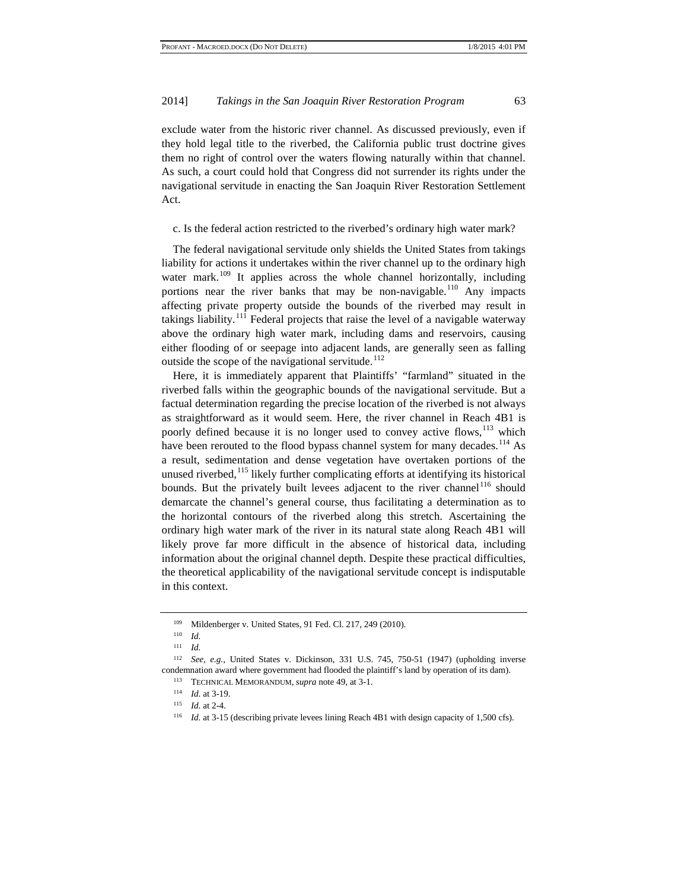exclude water from the historic river channel. As discussed previously, even if they hold legal title to the riverbed, the California public trust doctrine gives them no right of control over the waters flowing naturally within that channel. As such, a court could hold that Congress did not surrender its rights under the navigational servitude in enacting the San Joaquin River Restoration Settlement Act.

c. Is the federal action restricted to the riverbed's ordinary high water mark?

The federal navigational servitude only shields the United States from takings liability for actions it undertakes within the river channel up to the ordinary high water mark.[109] It applies across the whole channel horizontally, including portions near the river banks that may be non-navigable.[110] Any impacts affecting private property outside the bounds of the riverbed may result in takings liability.[111] Federal projects that raise the level of a navigable waterway above the ordinary high water mark, including dams and reservoirs, causing either flooding of or seepage into adjacent lands, are generally seen as falling outside the scope of the navigational servitude.[112]

Here, it is immediately apparent that Plaintiffs' "farmland" situated in the riverbed falls within the geographic bounds of the navigational servitude. But a factual determination regarding the precise location of the riverbed is not always as straightforward as it would seem. Here, the river channel in Reach 4B1 is poorly defined because it is no longer used to convey active flows,[113] which have been rerouted to the flood bypass channel system for many decades.[114] As a result, sedimentation and dense vegetation have overtaken portions of the unused riverbed,[115] likely further complicating efforts at identifying its historical bounds. But the privately built levees adjacent to the river channel[116] should demarcate the channel's general course, thus facilitating a determination as to the horizontal contours of the riverbed along this stretch. Ascertaining the ordinary high water mark of the river in its natural state along Reach 4B1 will likely prove far more difficult in the absence of historical data, including information about the original channel depth. Despite these practical difficulties, the theoretical applicability of the navigational servitude concept is indisputable in this context.

---

[109] Mildenberger v. United States, 91 Fed. Cl. 217, 249 (2010).

[110] *Id.*

[111] *Id.*

[112] *See, e.g.*, United States v. Dickinson, 331 U.S. 745, 750-51 (1947) (upholding inverse condemnation award where government had flooded the plaintiff's land by operation of its dam).

[113] TECHNICAL MEMORANDUM, *supra* note 49, at 3-1.

[114] *Id.* at 3-19.

[115] *Id.* at 2-4.

[116] *Id.* at 3-15 (describing private levees lining Reach 4B1 with design capacity of 1,500 cfs).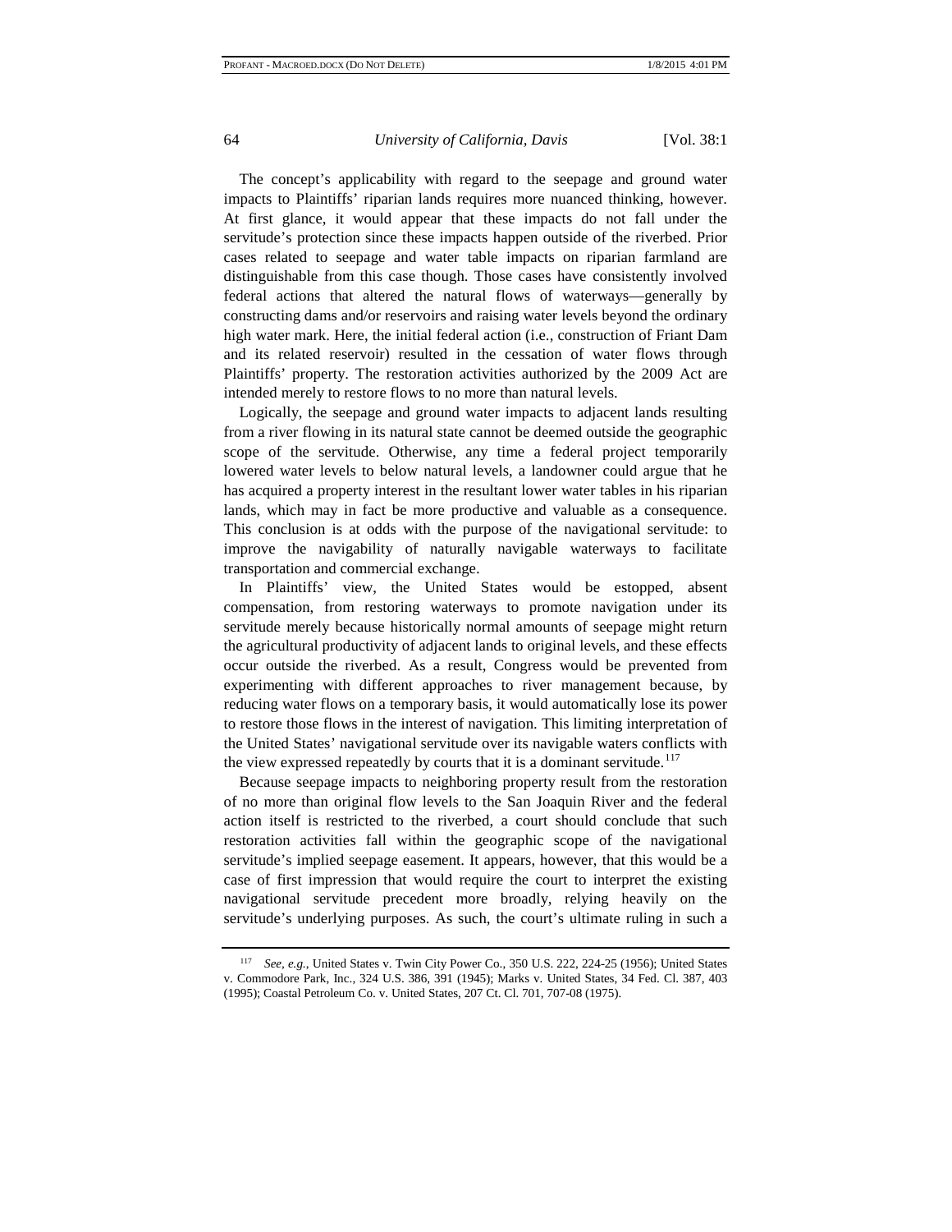The concept's applicability with regard to the seepage and ground water impacts to Plaintiffs' riparian lands requires more nuanced thinking, however. At first glance, it would appear that these impacts do not fall under the servitude's protection since these impacts happen outside of the riverbed. Prior cases related to seepage and water table impacts on riparian farmland are distinguishable from this case though. Those cases have consistently involved federal actions that altered the natural flows of waterways—generally by constructing dams and/or reservoirs and raising water levels beyond the ordinary high water mark. Here, the initial federal action (i.e., construction of Friant Dam and its related reservoir) resulted in the cessation of water flows through Plaintiffs' property. The restoration activities authorized by the 2009 Act are intended merely to restore flows to no more than natural levels.

Logically, the seepage and ground water impacts to adjacent lands resulting from a river flowing in its natural state cannot be deemed outside the geographic scope of the servitude. Otherwise, any time a federal project temporarily lowered water levels to below natural levels, a landowner could argue that he has acquired a property interest in the resultant lower water tables in his riparian lands, which may in fact be more productive and valuable as a consequence. This conclusion is at odds with the purpose of the navigational servitude: to improve the navigability of naturally navigable waterways to facilitate transportation and commercial exchange.

In Plaintiffs' view, the United States would be estopped, absent compensation, from restoring waterways to promote navigation under its servitude merely because historically normal amounts of seepage might return the agricultural productivity of adjacent lands to original levels, and these effects occur outside the riverbed. As a result, Congress would be prevented from experimenting with different approaches to river management because, by reducing water flows on a temporary basis, it would automatically lose its power to restore those flows in the interest of navigation. This limiting interpretation of the United States' navigational servitude over its navigable waters conflicts with the view expressed repeatedly by courts that it is a dominant servitude.[117]

Because seepage impacts to neighboring property result from the restoration of no more than original flow levels to the San Joaquin River and the federal action itself is restricted to the riverbed, a court should conclude that such restoration activities fall within the geographic scope of the navigational servitude's implied seepage easement. It appears, however, that this would be a case of first impression that would require the court to interpret the existing navigational servitude precedent more broadly, relying heavily on the servitude's underlying purposes. As such, the court's ultimate ruling in such a

---

[117] *See, e.g.*, United States v. Twin City Power Co., 350 U.S. 222, 224-25 (1956); United States v. Commodore Park, Inc., 324 U.S. 386, 391 (1945); Marks v. United States, 34 Fed. Cl. 387, 403 (1995); Coastal Petroleum Co. v. United States, 207 Ct. Cl. 701, 707-08 (1975).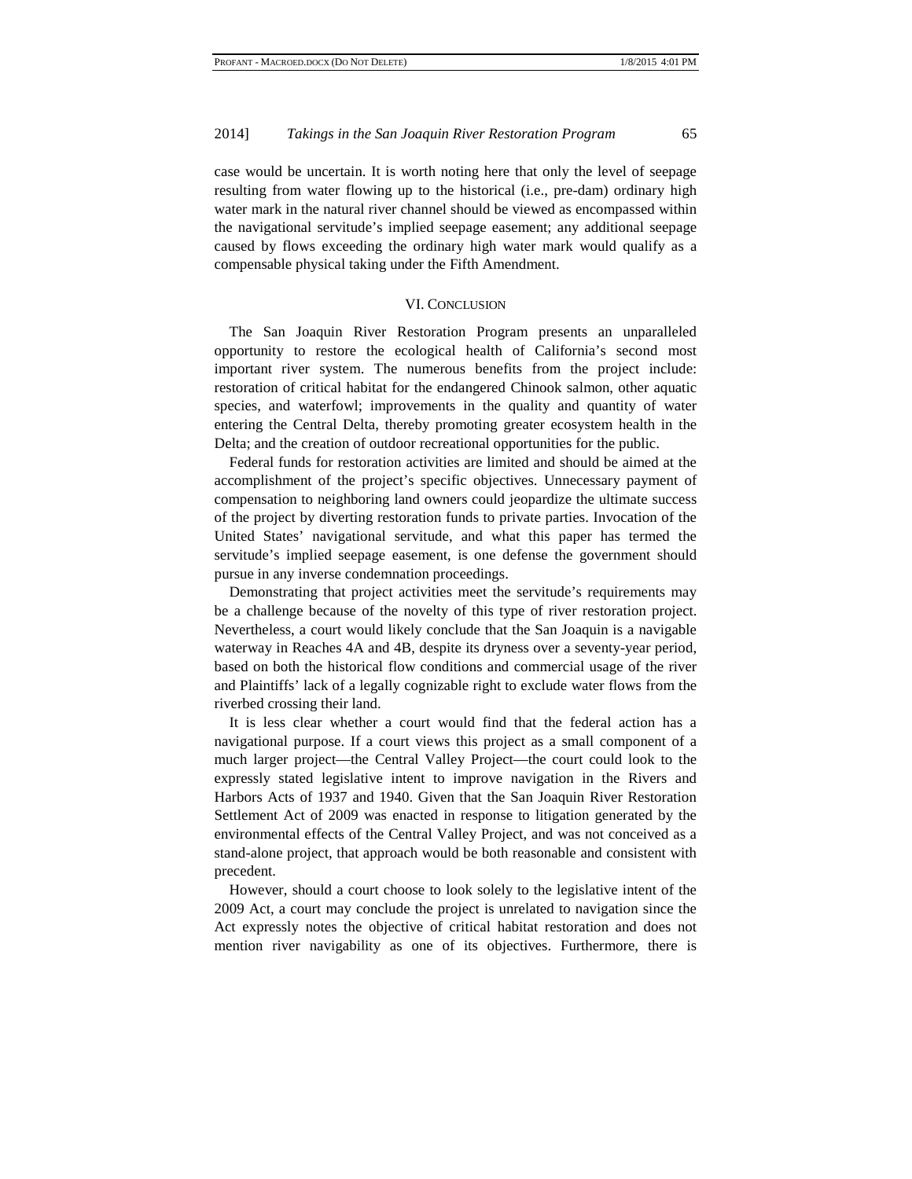case would be uncertain. It is worth noting here that only the level of seepage resulting from water flowing up to the historical (i.e., pre-dam) ordinary high water mark in the natural river channel should be viewed as encompassed within the navigational servitude's implied seepage easement; any additional seepage caused by flows exceeding the ordinary high water mark would qualify as a compensable physical taking under the Fifth Amendment.

## VI. Conclusion

The San Joaquin River Restoration Program presents an unparalleled opportunity to restore the ecological health of California's second most important river system. The numerous benefits from the project include: restoration of critical habitat for the endangered Chinook salmon, other aquatic species, and waterfowl; improvements in the quality and quantity of water entering the Central Delta, thereby promoting greater ecosystem health in the Delta; and the creation of outdoor recreational opportunities for the public.

Federal funds for restoration activities are limited and should be aimed at the accomplishment of the project's specific objectives. Unnecessary payment of compensation to neighboring land owners could jeopardize the ultimate success of the project by diverting restoration funds to private parties. Invocation of the United States' navigational servitude, and what this paper has termed the servitude's implied seepage easement, is one defense the government should pursue in any inverse condemnation proceedings.

Demonstrating that project activities meet the servitude's requirements may be a challenge because of the novelty of this type of river restoration project. Nevertheless, a court would likely conclude that the San Joaquin is a navigable waterway in Reaches 4A and 4B, despite its dryness over a seventy-year period, based on both the historical flow conditions and commercial usage of the river and Plaintiffs' lack of a legally cognizable right to exclude water flows from the riverbed crossing their land.

It is less clear whether a court would find that the federal action has a navigational purpose. If a court views this project as a small component of a much larger project—the Central Valley Project—the court could look to the expressly stated legislative intent to improve navigation in the Rivers and Harbors Acts of 1937 and 1940. Given that the San Joaquin River Restoration Settlement Act of 2009 was enacted in response to litigation generated by the environmental effects of the Central Valley Project, and was not conceived as a stand-alone project, that approach would be both reasonable and consistent with precedent.

However, should a court choose to look solely to the legislative intent of the 2009 Act, a court may conclude the project is unrelated to navigation since the Act expressly notes the objective of critical habitat restoration and does not mention river navigability as one of its objectives. Furthermore, there is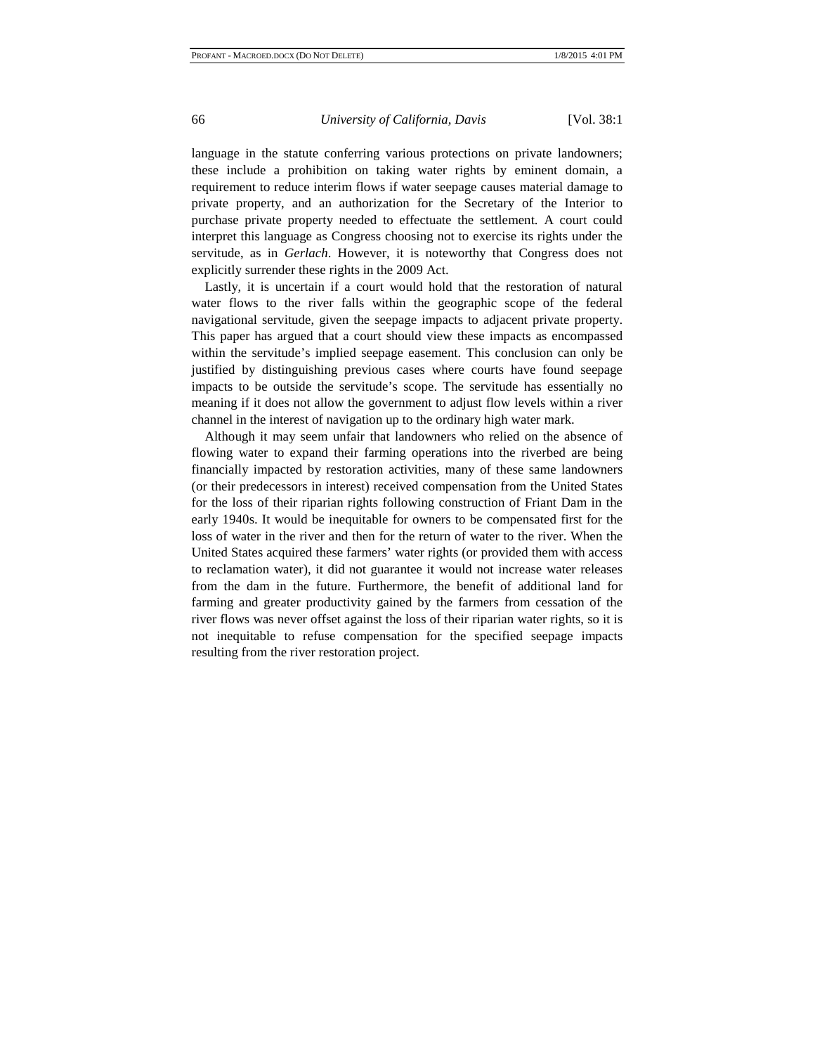language in the statute conferring various protections on private landowners; these include a prohibition on taking water rights by eminent domain, a requirement to reduce interim flows if water seepage causes material damage to private property, and an authorization for the Secretary of the Interior to purchase private property needed to effectuate the settlement. A court could interpret this language as Congress choosing not to exercise its rights under the servitude, as in *Gerlach*. However, it is noteworthy that Congress does not explicitly surrender these rights in the 2009 Act.

Lastly, it is uncertain if a court would hold that the restoration of natural water flows to the river falls within the geographic scope of the federal navigational servitude, given the seepage impacts to adjacent private property. This paper has argued that a court should view these impacts as encompassed within the servitude's implied seepage easement. This conclusion can only be justified by distinguishing previous cases where courts have found seepage impacts to be outside the servitude's scope. The servitude has essentially no meaning if it does not allow the government to adjust flow levels within a river channel in the interest of navigation up to the ordinary high water mark.

Although it may seem unfair that landowners who relied on the absence of flowing water to expand their farming operations into the riverbed are being financially impacted by restoration activities, many of these same landowners (or their predecessors in interest) received compensation from the United States for the loss of their riparian rights following construction of Friant Dam in the early 1940s. It would be inequitable for owners to be compensated first for the loss of water in the river and then for the return of water to the river. When the United States acquired these farmers' water rights (or provided them with access to reclamation water), it did not guarantee it would not increase water releases from the dam in the future. Furthermore, the benefit of additional land for farming and greater productivity gained by the farmers from cessation of the river flows was never offset against the loss of their riparian water rights, so it is not inequitable to refuse compensation for the specified seepage impacts resulting from the river restoration project.